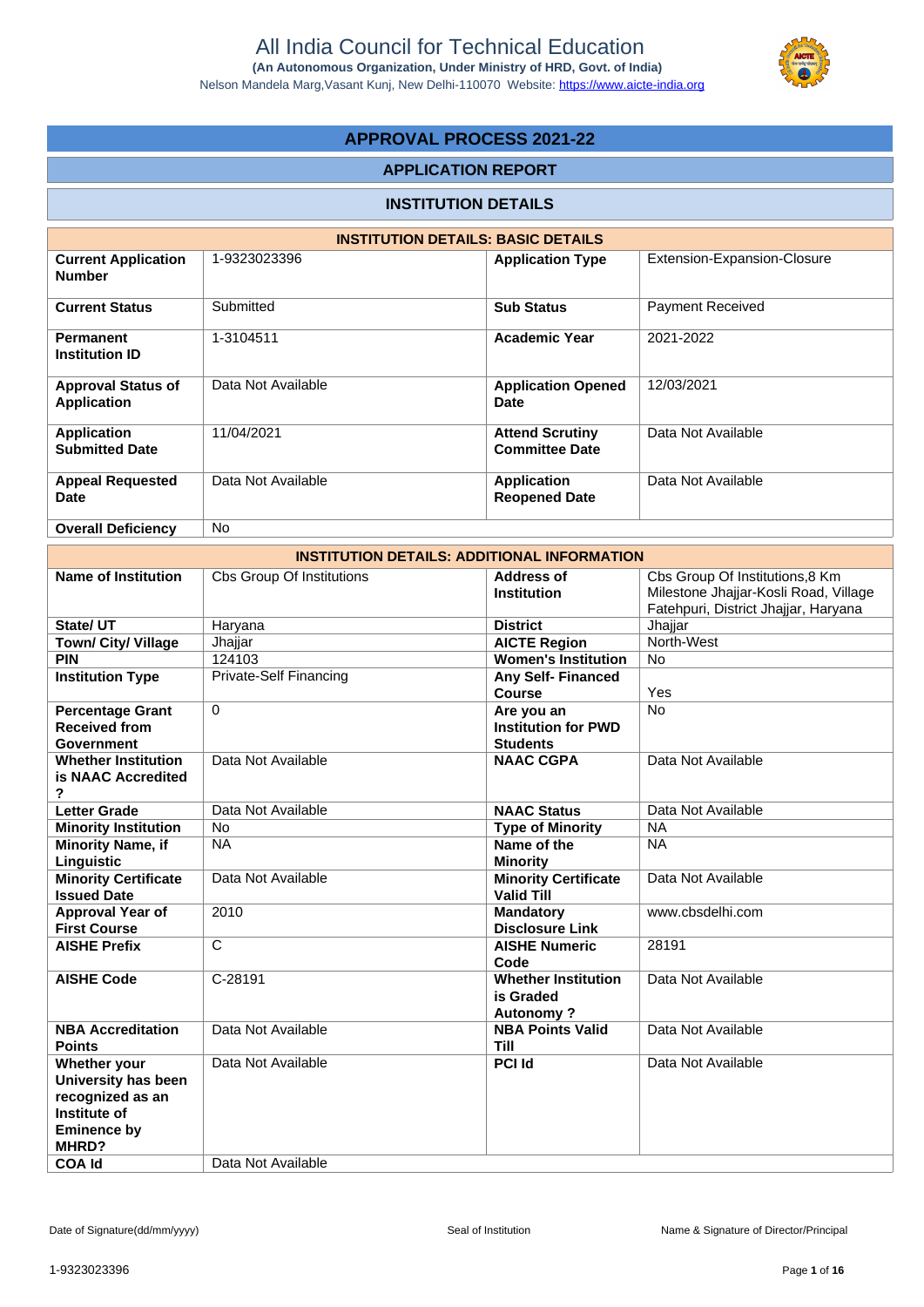# All India Council for Technical Education

**(An Autonomous Organization, Under Ministry of HRD, Govt. of India)**

Nelson Mandela Marg,Vasant Kunj, New Delhi-110070 Website: https://www.aicte-india.org

## APPROVAL PROCESS 2021-22

## APPLICATION REPORT

## INSTITUTION DETAILS

| INSTITUTION DETAILS: BASIC DETAILS | | | |
|---|---|---|---|
| **Current Application Number** | 1-9323023396 | **Application Type** | Extension-Expansion-Closure |
| **Current Status** | Submitted | **Sub Status** | Payment Received |
| **Permanent Institution ID** | 1-3104511 | **Academic Year** | 2021-2022 |
| **Approval Status of Application** | Data Not Available | **Application Opened Date** | 12/03/2021 |
| **Application Submitted Date** | 11/04/2021 | **Attend Scrutiny Committee Date** | Data Not Available |
| **Appeal Requested Date** | Data Not Available | **Application Reopened Date** | Data Not Available |
| **Overall Deficiency** | No | | |

| INSTITUTION DETAILS: ADDITIONAL INFORMATION | | | |
|---|---|---|---|
| **Name of Institution** | Cbs Group Of Institutions | **Address of Institution** | Cbs Group Of Institutions,8 Km Milestone Jhajjar-Kosli Road, Village Fatehpuri, District Jhajjar, Haryana |
| **State/ UT** | Haryana | **District** | Jhajjar |
| **Town/ City/ Village** | Jhajjar | **AICTE Region** | North-West |
| **PIN** | 124103 | **Women's Institution** | No |
| **Institution Type** | Private-Self Financing | **Any Self- Financed Course** | Yes |
| **Percentage Grant Received from Government** | 0 | **Are you an Institution for PWD Students** | No |
| **Whether Institution is NAAC Accredited ?** | Data Not Available | **NAAC CGPA** | Data Not Available |
| **Letter Grade** | Data Not Available | **NAAC Status** | Data Not Available |
| **Minority Institution** | No | **Type of Minority** | NA |
| **Minority Name, if Linguistic** | NA | **Name of the Minority** | NA |
| **Minority Certificate Issued Date** | Data Not Available | **Minority Certificate Valid Till** | Data Not Available |
| **Approval Year of First Course** | 2010 | **Mandatory Disclosure Link** | www.cbsdelhi.com |
| **AISHE Prefix** | C | **AISHE Numeric Code** | 28191 |
| **AISHE Code** | C-28191 | **Whether Institution is Graded Autonomy ?** | Data Not Available |
| **NBA Accreditation Points** | Data Not Available | **NBA Points Valid Till** | Data Not Available |
| **Whether your University has been recognized as an Institute of Eminence by MHRD?** | Data Not Available | **PCI Id** | Data Not Available |
| **COA Id** | Data Not Available | | |

Date of Signature(dd/mm/yyyy) Seal of Institution Name & Signature of Director/Principal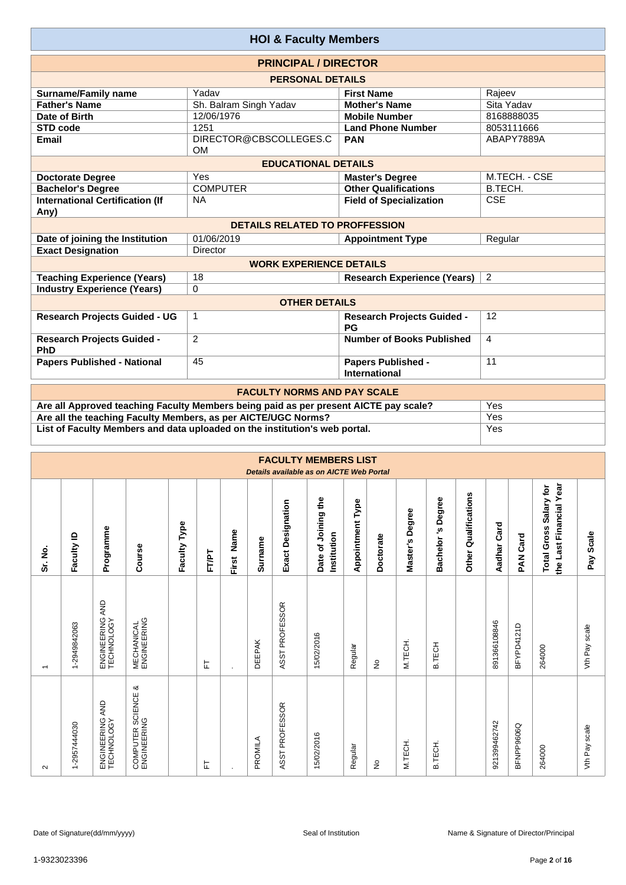# HOI & Faculty Members

## PRINCIPAL / DIRECTOR

### PERSONAL DETAILS

| | | | |
|---|---|---|---|
| **Surname/Family name** | Yadav | **First Name** | Rajeev |
| **Father's Name** | Sh. Balram Singh Yadav | **Mother's Name** | Sita Yadav |
| **Date of Birth** | 12/06/1976 | **Mobile Number** | 8168888035 |
| **STD code** | 1251 | **Land Phone Number** | 8053111666 |
| **Email** | DIRECTOR@CBSCOLLEGES.COM | **PAN** | ABAPY7889A |

### EDUCATIONAL DETAILS

| | | | |
|---|---|---|---|
| **Doctorate Degree** | Yes | **Master's Degree** | M.TECH. - CSE |
| **Bachelor's Degree** | COMPUTER | **Other Qualifications** | B.TECH. |
| **International Certification (If Any)** | NA | **Field of Specialization** | CSE |

### DETAILS RELATED TO PROFFESSION

| | | | |
|---|---|---|---|
| **Date of joining the Institution** | 01/06/2019 | **Appointment Type** | Regular |
| **Exact Designation** | Director | | |

### WORK EXPERIENCE DETAILS

| | | | |
|---|---|---|---|
| **Teaching Experience (Years)** | 18 | **Research Experience (Years)** | 2 |
| **Industry Experience (Years)** | 0 | | |

### OTHER DETAILS

| | | | |
|---|---|---|---|
| **Research Projects Guided - UG** | 1 | **Research Projects Guided - PG** | 12 |
| **Research Projects Guided - PhD** | 2 | **Number of Books Published** | 4 |
| **Papers Published - National** | 45 | **Papers Published - International** | 11 |

## FACULTY NORMS AND PAY SCALE

| | |
|---|---|
| **Are all Approved teaching Faculty Members being paid as per present AICTE pay scale?** | Yes |
| **Are all the teaching Faculty Members, as per AICTE/UGC Norms?** | Yes |
| **List of Faculty Members and data uploaded on the institution's web portal.** | Yes |

## FACULTY MEMBERS LIST

*Details available as on AICTE Web Portal*

| Sr. No. | Faculty ID | Programme | Course | Faculty Type | FT/PT | First Name | Surname | Exact Designation | Date of Joining the Institution | Appointment Type | Doctorate | Master's Degree | Bachelor 's Degree | Other Qualifications | Aadhar Card | PAN Card | Total Gross Salary for the Last Financial Year | Pay Scale |
|---|---|---|---|---|---|---|---|---|---|---|---|---|---|---|---|---|---|---|
| 1 | 1-2949842063 | ENGINEERING AND TECHNOLOGY | MECHANICAL ENGINEERING | | FT | . | DEEPAK | ASST PROFESSOR | 15/02/2016 | Regular | No | M.TECH. | B.TECH | | 891366108846 | BFYPD4121D | 264000 | Vth Pay scale |
| 2 | 1-2957444030 | ENGINEERING AND TECHNOLOGY | COMPUTER SCIENCE & ENGINEERING | | FT | . | PROMILA | ASST PROFESSOR | 15/02/2016 | Regular | No | M.TECH. | B.TECH. | | 921399462742 | BFNPP9606Q | 264000 | Vth Pay scale |

Date of Signature(dd/mm/yyyy) | Seal of Institution | Name & Signature of Director/Principal

1-9323023396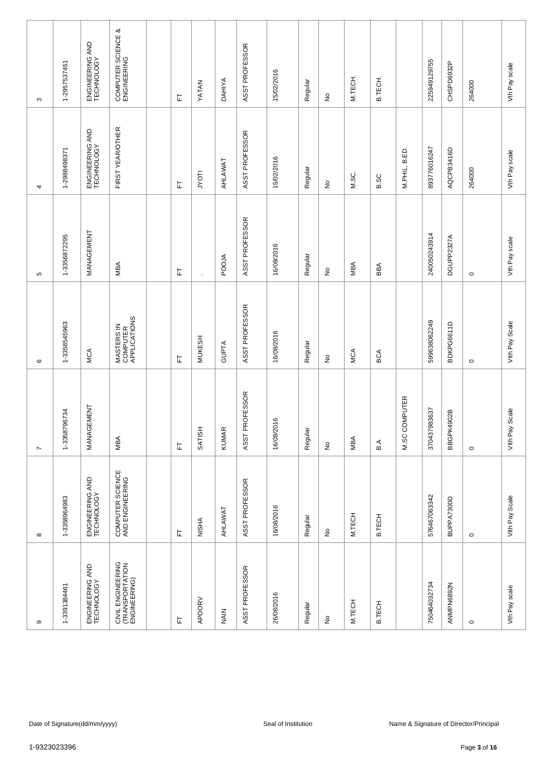| | | | | | | | | | | | | | | | | | | |
|---|---|---|---|---|---|---|---|---|---|---|---|---|---|---|---|---|---|---|
| 3 | 1-2957537451 | ENGINEERING AND TECHNOLOGY | COMPUTER SCIENCE & ENGINEERING | | FT | YATAN | DAHIYA | ASST PROFESSOR | 15/02/2016 | Regular | No | M.TECH. | B.TECH. | | 225949129755 | CHSPD6932P | 264000 | Vth Pay scale |
| 4 | 1-2988498371 | ENGINEERING AND TECHNOLOGY | FIRST YEAR/OTHER | | FT | JYOTI | AHLAWAT | ASST PROFESSOR | 15/02/2016 | Regular | No | M.SC. | B.SC | M.PHIL, B.ED. | 893776016247 | AQCPB3416D | 264000 | Vth Pay scale |
| 5 | 1-3356872295 | MANAGEMENT | MBA | | FT | . | POOJA | ASST PROFESSOR | 16/08/2016 | Regular | No | MBA | BBA | | 240050243914 | DGUPP2327A | 0 | Vth Pay scale |
| 6 | 1-3358545963 | MCA | MASTERS IN COMPUTER APPLICATIONS | | FT | MUKESH | GUPTA | ASST PROFESSOR | 16/08/2016 | Regular | No | MCA | BCA | | 599638062249 | BDKPG6611D | 0 | VIth Pay Scale |
| 7 | 1-3358796734 | MANAGEMENT | MBA | | FT | SATISH | KUMAR | ASST PROFESSOR | 16/08/2016 | Regular | No | MBA | B.A | M.SC COMPUTER | 370437983637 | BBGPK4902B | 0 | VIth Pay Scale |
| 8 | 1-3358964983 | ENGINEERING AND TECHNOLOGY | COMPUTER SCIENCE AND ENGINEERING | | FT | NISHA | AHLAWAT | ASST PROFESSOR | 16/08/2016 | Regular | No | M.TECH | B.TECH | | 576467063342 | BUPPA7300D | 0 | VIth Pay Scale |
| 9 | 1-3391384461 | ENGINEERING AND TECHNOLOGY | CIVIL ENGINEERING (TRANSPORTATION ENGINEERING) | | FT | APOORV | NAIN | ASST PROFESSOR | 26/08/2016 | Regular | No | M.TECH | B.TECH | | 750464032734 | ANMPN6892N | 0 | Vth Pay scale |

Date of Signature(dd/mm/yyyy) Seal of Institution Name & Signature of Director/Principal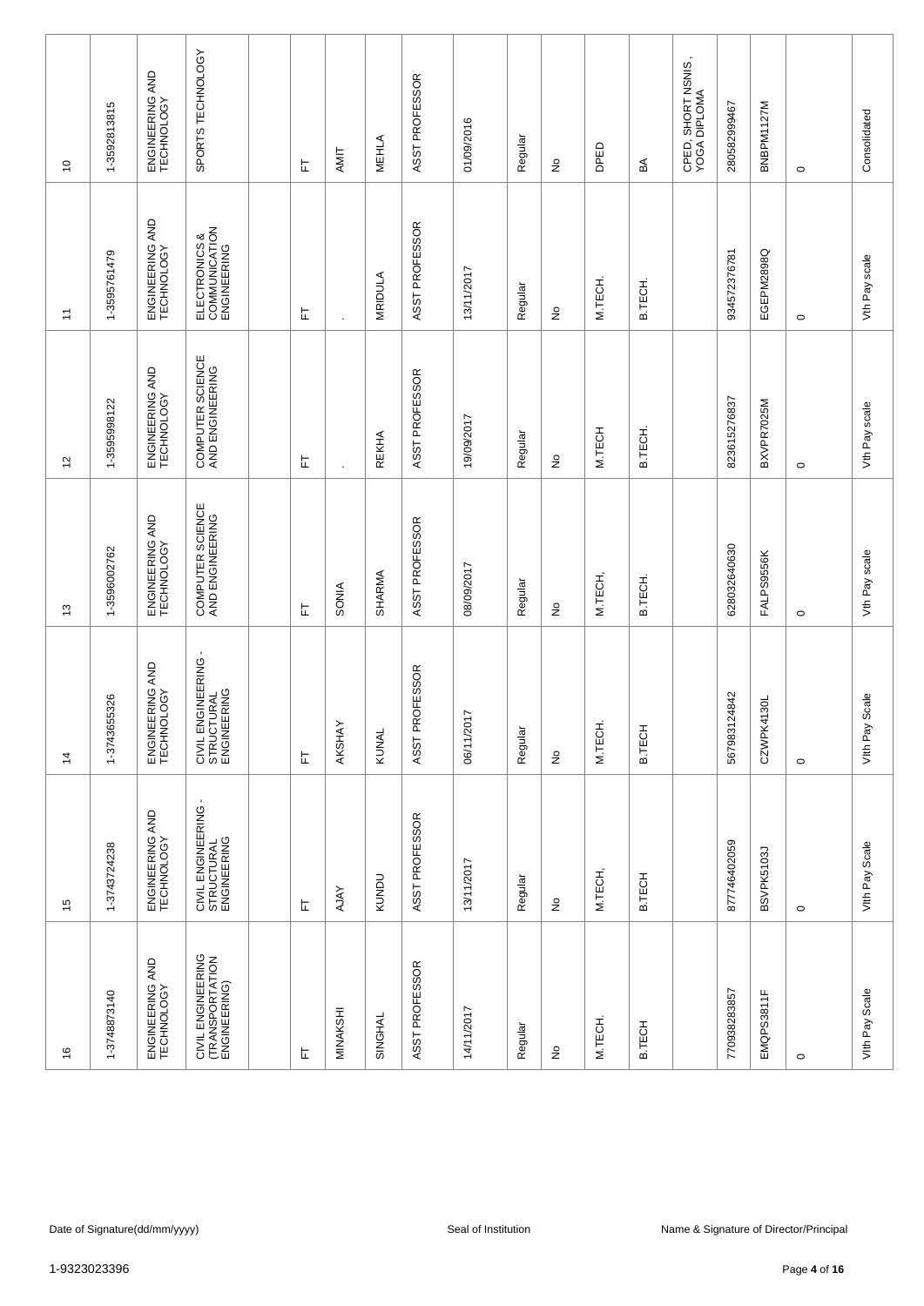| 10 | 1-3592813815 | ENGINEERING AND TECHNOLOGY | SPORTS TECHNOLOGY | | FT | AMIT | MEHLA | ASST PROFESSOR | 01/09/2016 | Regular | No | DPED | BA | CPED, SHORT NSNIS , YOGA DIPLOMA | 280582999467 | BNBPM1127M | 0 | Consolidated |
|---|---|---|---|---|---|---|---|---|---|---|---|---|---|---|---|---|---|---|
| 11 | 1-3595761479 | ENGINEERING AND TECHNOLOGY | ELECTRONICS & COMMUNICATION ENGINEERING | | FT | . | MRIDULA | ASST PROFESSOR | 13/11/2017 | Regular | No | M.TECH. | B.TECH. | | 934572376781 | EGEPM2898Q | 0 | Vth Pay scale |
| 12 | 1-3595998122 | ENGINEERING AND TECHNOLOGY | COMPUTER SCIENCE AND ENGINEERING | | FT | . | REKHA | ASST PROFESSOR | 19/09/2017 | Regular | No | M.TECH | B.TECH. | | 823615276837 | BXVPR7025M | 0 | Vth Pay scale |
| 13 | 1-3596002762 | ENGINEERING AND TECHNOLOGY | COMPUTER SCIENCE AND ENGINEERING | | FT | SONIA | SHARMA | ASST PROFESSOR | 08/09/2017 | Regular | No | M.TECH, | B.TECH. | | 628032640630 | FALPS9556K | 0 | Vth Pay scale |
| 14 | 1-3743655326 | ENGINEERING AND TECHNOLOGY | CIVIL ENGINEERING - STRUCTURAL ENGINEERING | | FT | AKSHAY | KUNAL | ASST PROFESSOR | 06/11/2017 | Regular | No | M.TECH. | B.TECH | | 567983124842 | CZWPK4130L | 0 | VIth Pay Scale |
| 15 | 1-3743724238 | ENGINEERING AND TECHNOLOGY | CIVIL ENGINEERING - STRUCTURAL ENGINEERING | | FT | AJAY | KUNDU | ASST PROFESSOR | 13/11/2017 | Regular | No | M.TECH, | B.TECH | | 877746402059 | BSVPK5103J | 0 | VIth Pay Scale |
| 16 | 1-3748873140 | ENGINEERING AND TECHNOLOGY | CIVIL ENGINEERING (TRANSPORTATION ENGINEERING) | | FT | MINAKSHI | SINGHAL | ASST PROFESSOR | 14/11/2017 | Regular | No | M.TECH. | B.TECH | | 770938283857 | EMQPS3811F | 0 | VIth Pay Scale |

Date of Signature(dd/mm/yyyy) | Seal of Institution | Name & Signature of Director/Principal

1-9323023396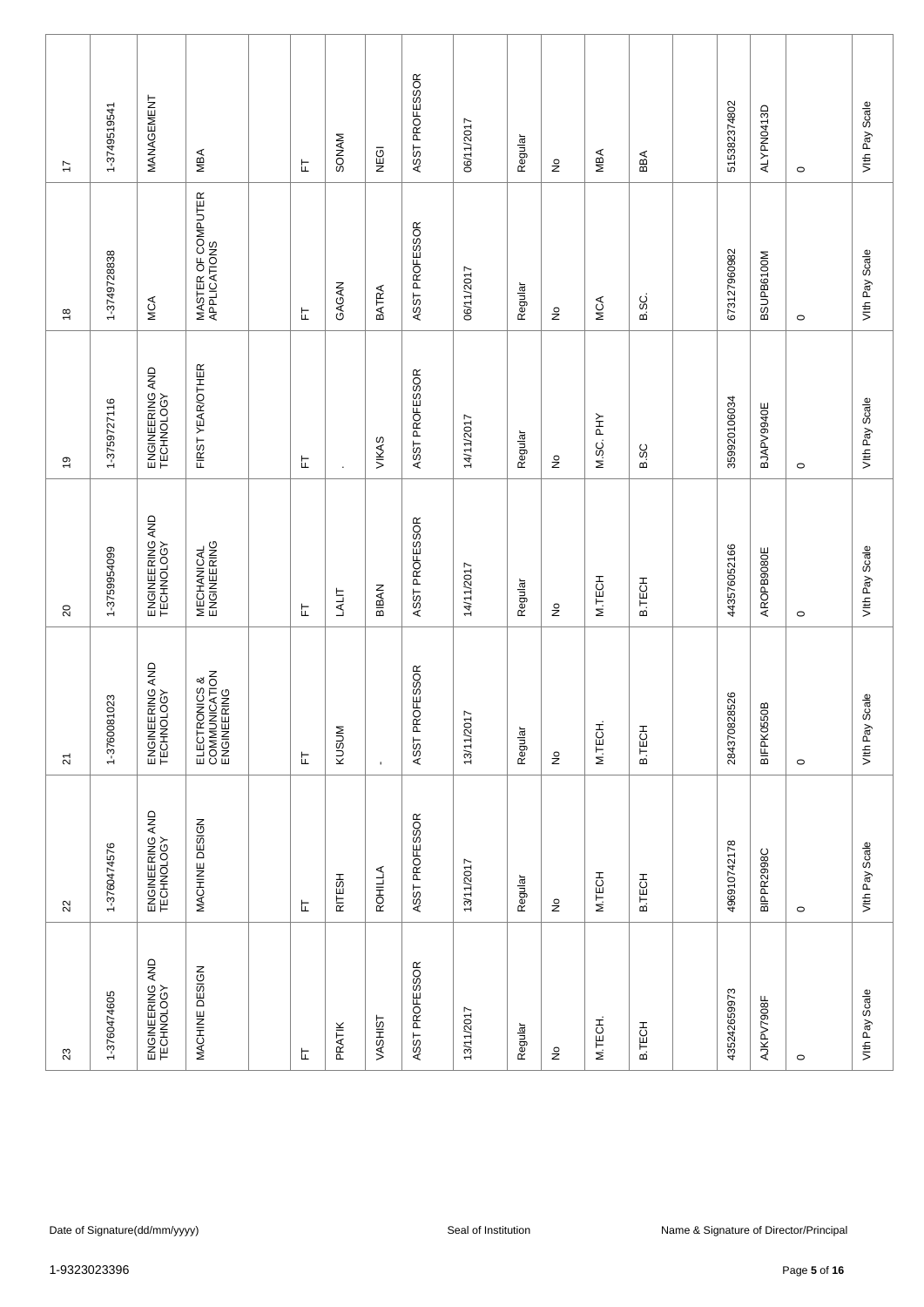| | | | | | | | | | | | | | | | | | | |
|---|---|---|---|---|---|---|---|---|---|---|---|---|---|---|---|---|---|---|
| 17 | 1-3749519541 | MANAGEMENT | MBA | | FT | SONAM | NEGI | ASST PROFESSOR | 06/11/2017 | Regular | No | MBA | BBA | | 515382374802 | ALYPN0413D | 0 | VIth Pay Scale |
| 18 | 1-3749728838 | MCA | MASTER OF COMPUTER APPLICATIONS | | FT | GAGAN | BATRA | ASST PROFESSOR | 06/11/2017 | Regular | No | MCA | B.SC. | | 673127960982 | BSUPB6100M | 0 | VIth Pay Scale |
| 19 | 1-3759727116 | ENGINEERING AND TECHNOLOGY | FIRST YEAR/OTHER | | FT | . | VIKAS | ASST PROFESSOR | 14/11/2017 | Regular | No | M.SC. PHY | B.SC | | 359920106034 | BJAPV9940E | 0 | VIth Pay Scale |
| 20 | 1-3759954099 | ENGINEERING AND TECHNOLOGY | MECHANICAL ENGINEERING | | FT | LALIT | BIBAN | ASST PROFESSOR | 14/11/2017 | Regular | No | M.TECH | B.TECH | | 443576052166 | AROPB9080E | 0 | VIth Pay Scale |
| 21 | 1-3760081023 | ENGINEERING AND TECHNOLOGY | ELECTRONICS & COMMUNICATION ENGINEERING | | FT | KUSUM | - | ASST PROFESSOR | 13/11/2017 | Regular | No | M.TECH. | B.TECH | | 284370828526 | BIFPK0550B | 0 | VIth Pay Scale |
| 22 | 1-3760474576 | ENGINEERING AND TECHNOLOGY | MACHINE DESIGN | | FT | RITESH | ROHILLA | ASST PROFESSOR | 13/11/2017 | Regular | No | M.TECH | B.TECH | | 496910742178 | BIPPR2998C | 0 | VIth Pay Scale |
| 23 | 1-3760474605 | ENGINEERING AND TECHNOLOGY | MACHINE DESIGN | | FT | PRATIK | VASHIST | ASST PROFESSOR | 13/11/2017 | Regular | No | M.TECH. | B.TECH | | 435242659973 | AJKPV7908F | 0 | VIth Pay Scale |

Date of Signature(dd/mm/yyyy) | Seal of Institution | Name & Signature of Director/Principal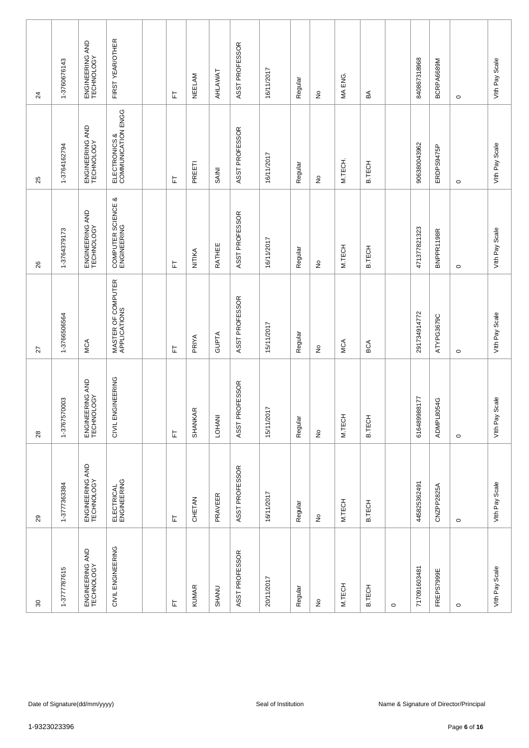| | | | | | | | | | | | | | | | | | | |
|---|---|---|---|---|---|---|---|---|---|---|---|---|---|---|---|---|---|---|
| 24 | 1-3760676143 | ENGINEERING AND TECHNOLOGY | FIRST YEAR/OTHER | | FT | NEELAM | AHLAWAT | ASST PROFESSOR | 16/11/2017 | Regular | No | MA ENG. | BA | | 840867318968 | BCRPA6689M | 0 | VIth Pay Scale |
| 25 | 1-3764162794 | ENGINEERING AND TECHNOLOGY | ELECTRONICS & COMMUNICATION ENGG | | FT | PREETI | SAINI | ASST PROFESSOR | 16/11/2017 | Regular | No | M.TECH. | B.TECH | | 906380043962 | ERDPS9475P | 0 | VIth Pay Scale |
| 26 | 1-3764379173 | ENGINEERING AND TECHNOLOGY | COMPUTER SCIENCE & ENGINEERING | | FT | NITIKA | RATHEE | ASST PROFESSOR | 16/11/2017 | Regular | No | M.TECH | B.TECH | | 471377821323 | BNPPR1198R | 0 | VIth Pay Scale |
| 27 | 1-3766506564 | MCA | MASTER OF COMPUTER APPLICATIONS | | FT | PRIYA | GUPTA | ASST PROFESSOR | 15/11/2017 | Regular | No | MCA | BCA | | 291734914772 | ATYPG3679C | 0 | VIth Pay Scale |
| 28 | 1-3767570003 | ENGINEERING AND TECHNOLOGY | CIVIL ENGINEERING | | FT | SHANKAR | LOHANI | ASST PROFESSOR | 15/11/2017 | Regular | No | M.TECH | B.TECH | | 616489988177 | ADMPL8054G | 0 | VIth Pay Scale |
| 29 | 1-3777363384 | ENGINEERING AND TECHNOLOGY | ELECTRICAL ENGINEERING | | FT | CHETAN | PRAVEER | ASST PROFESSOR | 16/11/2017 | Regular | No | M.TECH | B.TECH | | 445825362491 | CNZPP2825A | 0 | VIth Pay Scale |
| 30 | 1-3777787615 | ENGINEERING AND TECHNOLOGY | CIVIL ENGINEERING | | FT | KUMAR | SHANU | ASST PROFESSOR | 20/11/2017 | Regular | No | M.TECH | B.TECH | 0 | 717091603481 | FREPS7999E | 0 | VIth Pay Scale |

Date of Signature(dd/mm/yyyy) | Seal of Institution | Name & Signature of Director/Principal

1-9323023396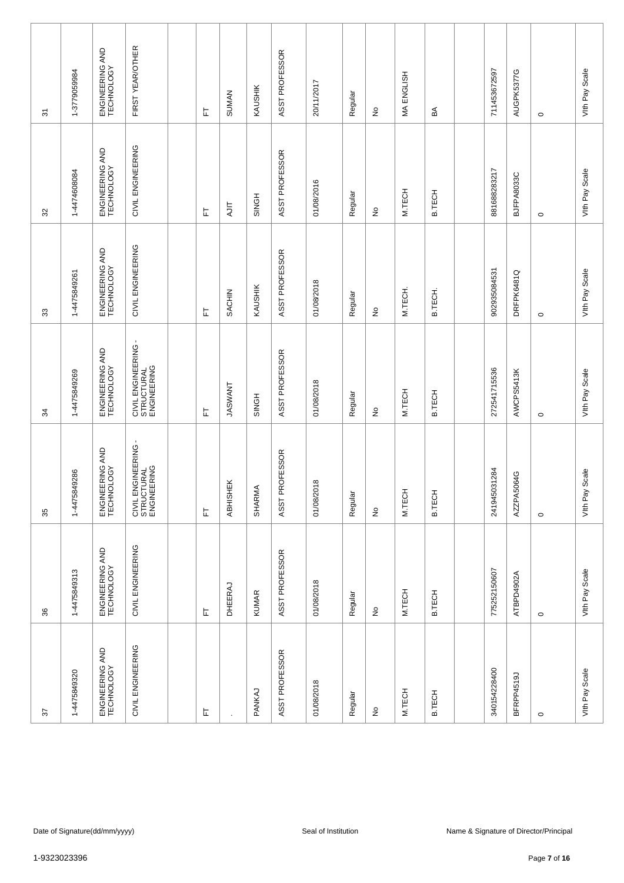| 31 | 1-3779059984 | ENGINEERING AND TECHNOLOGY | FIRST YEAR/OTHER | | FT | SUMAN | KAUSHIK | ASST PROFESSOR | 20/11/2017 | Regular | No | MA ENGLISH | BA | | 711453672597 | AUGPK5377G | 0 | VIth Pay Scale |
|---|---|---|---|---|---|---|---|---|---|---|---|---|---|---|---|---|---|---|
| 32 | 1-4474608084 | ENGINEERING AND TECHNOLOGY | CIVIL ENGINEERING | | FT | AJIT | SINGH | ASST PROFESSOR | 01/08/2016 | Regular | No | M.TECH | B.TECH | | 881688283217 | BJFPA8033C | 0 | VIth Pay Scale |
| 33 | 1-4475849261 | ENGINEERING AND TECHNOLOGY | CIVIL ENGINEERING | | FT | SACHIN | KAUSHIK | ASST PROFESSOR | 01/08/2018 | Regular | No | M.TECH. | B.TECH. | | 902935084531 | DRFPK6481Q | 0 | VIth Pay Scale |
| 34 | 1-4475849269 | ENGINEERING AND TECHNOLOGY | CIVIL ENGINEERING - STRUCTURAL ENGINEERING | | FT | JASWANT | SINGH | ASST PROFESSOR | 01/08/2018 | Regular | No | M.TECH | B.TECH | | 272541715536 | AWCPS5413K | 0 | VIth Pay Scale |
| 35 | 1-4475849286 | ENGINEERING AND TECHNOLOGY | CIVIL ENGINEERING - STRUCTURAL ENGINEERING | | FT | ABHISHEK | SHARMA | ASST PROFESSOR | 01/08/2018 | Regular | No | M.TECH | B.TECH | | 241945031284 | AZZPA5064G | 0 | VIth Pay Scale |
| 36 | 1-4475849313 | ENGINEERING AND TECHNOLOGY | CIVIL ENGINEERING | | FT | DHEERAJ | KUMAR | ASST PROFESSOR | 01/08/2018 | Regular | No | M.TECH | B.TECH | | 775252150607 | ATBPD4902A | 0 | VIth Pay Scale |
| 37 | 1-4475849320 | ENGINEERING AND TECHNOLOGY | CIVIL ENGINEERING | | FT | . | PANKAJ | ASST PROFESSOR | 01/08/2018 | Regular | No | M.TECH | B.TECH | | 340154228400 | BFRPP4519J | 0 | VIth Pay Scale |

Date of Signature(dd/mm/yyyy) Seal of Institution Name & Signature of Director/Principal

1-9323023396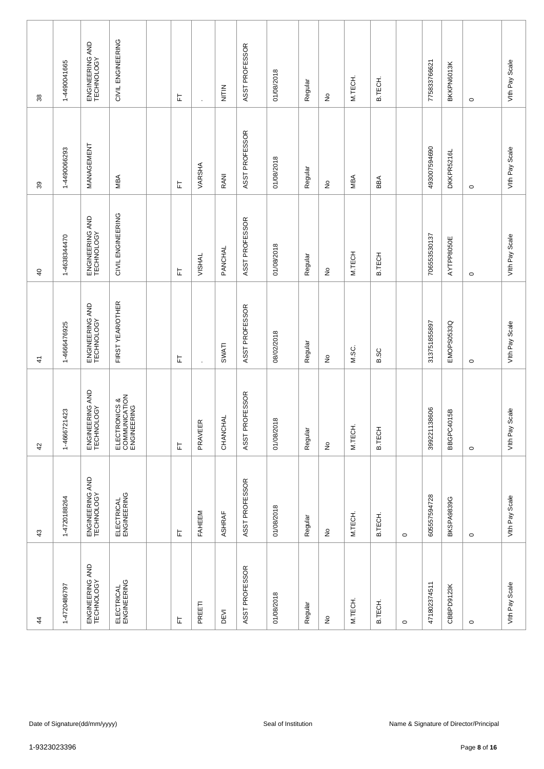| | | | | | | | | | | | | | | | | | | |
|---|---|---|---|---|---|---|---|---|---|---|---|---|---|---|---|---|---|---|
| 38 | 1-4490041665 | ENGINEERING AND TECHNOLOGY | CIVIL ENGINEERING | | FT | . | NITIN | ASST PROFESSOR | 01/08/2018 | Regular | No | M.TECH. | B.TECH. | | 775833766621 | BKKPN6013K | 0 | VIth Pay Scale |
| 39 | 1-4490066293 | MANAGEMENT | MBA | | FT | VARSHA | RANI | ASST PROFESSOR | 01/08/2018 | Regular | No | MBA | BBA | | 493007594690 | DKKPR5216L | 0 | VIth Pay Scale |
| 40 | 1-4638344470 | ENGINEERING AND TECHNOLOGY | CIVIL ENGINEERING | | FT | VISHAL | PANCHAL | ASST PROFESSOR | 01/08/2018 | Regular | No | M.TECH | B.TECH | | 706553530137 | AYTPP8050E | 0 | VIth Pay Scale |
| 41 | 1-4666476925 | ENGINEERING AND TECHNOLOGY | FIRST YEAR/OTHER | | FT | . | SWATI | ASST PROFESSOR | 08/02/2018 | Regular | No | M.SC. | B.SC | | 313751855897 | EMOPS0533Q | 0 | VIth Pay Scale |
| 42 | 1-4666721423 | ENGINEERING AND TECHNOLOGY | ELECTRONICS & COMMUNICATION ENGINEERING | | FT | PRAVEER | CHANCHAL | ASST PROFESSOR | 01/08/2018 | Regular | No | M.TECH. | B.TECH | | 399221138606 | BBGPC4015B | 0 | VIth Pay Scale |
| 43 | 1-4720188264 | ENGINEERING AND TECHNOLOGY | ELECTRICAL ENGINEERING | | FT | FAHEEM | ASHRAF | ASST PROFESSOR | 01/08/2018 | Regular | No | M.TECH. | B.TECH. | 0 | 605557594728 | BKSPA9839G | 0 | VIth Pay Scale |
| 44 | 1-4720486797 | ENGINEERING AND TECHNOLOGY | ELECTRICAL ENGINEERING | | FT | PREETI | DEVI | ASST PROFESSOR | 01/08/2018 | Regular | No | M.TECH. | B.TECH. | 0 | 471802374511 | CBBPD9123K | 0 | VIth Pay Scale |

Date of Signature(dd/mm/yyyy) Seal of Institution Name & Signature of Director/Principal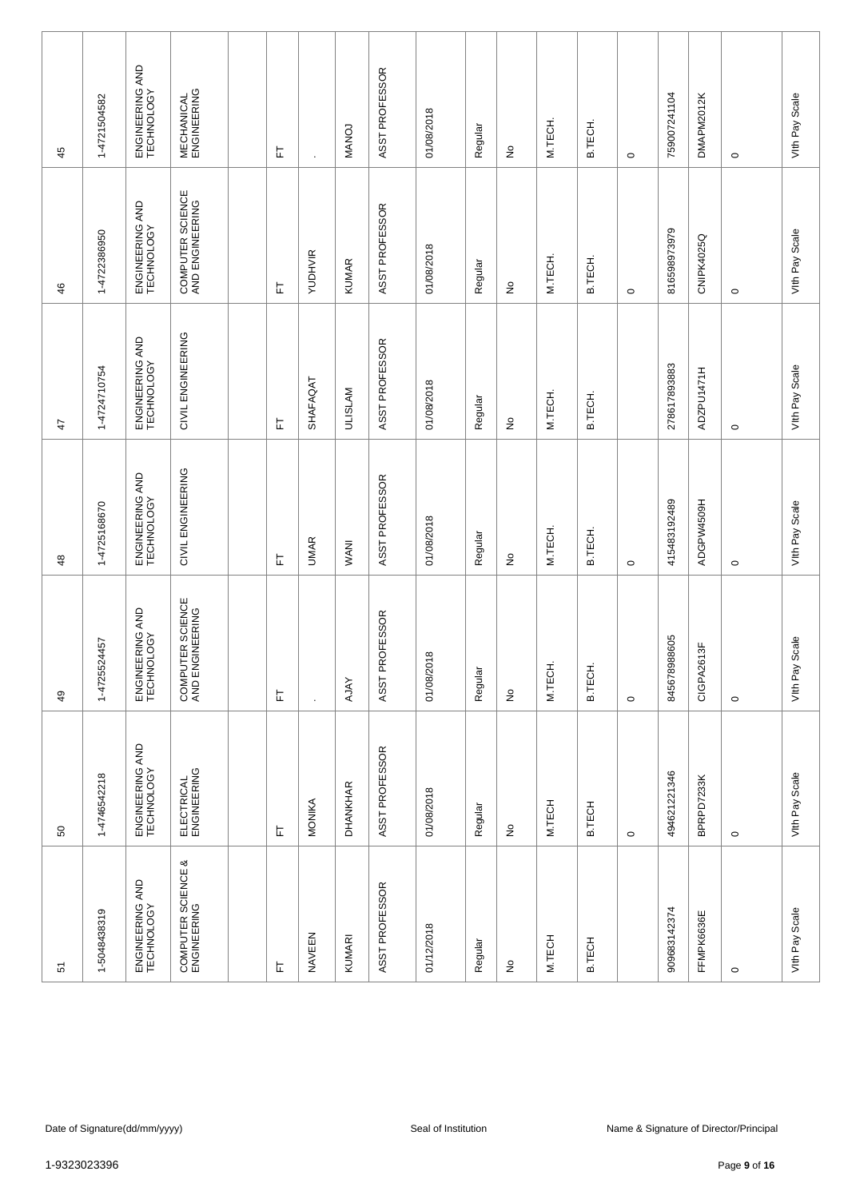| | | | | | | | | | | | | | | | | | | |
|---|---|---|---|---|---|---|---|---|---|---|---|---|---|---|---|---|---|---|
| 45 | 1-4721504582 | ENGINEERING AND TECHNOLOGY | MECHANICAL ENGINEERING | | FT | . | MANOJ | ASST PROFESSOR | 01/08/2018 | Regular | No | M.TECH. | B.TECH. | 0 | 759007241104 | DMAPM2012K | 0 | VIth Pay Scale |
| 46 | 1-4722386950 | ENGINEERING AND TECHNOLOGY | COMPUTER SCIENCE AND ENGINEERING | | FT | YUDHVIR | KUMAR | ASST PROFESSOR | 01/08/2018 | Regular | No | M.TECH. | B.TECH. | 0 | 816598973979 | CNIPK4025Q | 0 | VIth Pay Scale |
| 47 | 1-4724710754 | ENGINEERING AND TECHNOLOGY | CIVIL ENGINEERING | | FT | SHAFAQAT | ULISLAM | ASST PROFESSOR | 01/08/2018 | Regular | No | M.TECH. | B.TECH. | | 278617893883 | ADZPU1471H | 0 | VIth Pay Scale |
| 48 | 1-4725168670 | ENGINEERING AND TECHNOLOGY | CIVIL ENGINEERING | | FT | UMAR | WANI | ASST PROFESSOR | 01/08/2018 | Regular | No | M.TECH. | B.TECH. | 0 | 415483192489 | ADGPW4509H | 0 | VIth Pay Scale |
| 49 | 1-4725524457 | ENGINEERING AND TECHNOLOGY | COMPUTER SCIENCE AND ENGINEERING | | FT | . | AJAY | ASST PROFESSOR | 01/08/2018 | Regular | No | M.TECH. | B.TECH. | 0 | 845678988605 | CIGPA2613F | 0 | VIth Pay Scale |
| 50 | 1-4746542218 | ENGINEERING AND TECHNOLOGY | ELECTRICAL ENGINEERING | | FT | MONIKA | DHANKHAR | ASST PROFESSOR | 01/08/2018 | Regular | No | M.TECH | B.TECH | 0 | 494621221346 | BPRPD7233K | 0 | VIth Pay Scale |
| 51 | 1-5048438319 | ENGINEERING AND TECHNOLOGY | COMPUTER SCIENCE & ENGINEERING | | FT | NAVEEN | KUMARI | ASST PROFESSOR | 01/12/2018 | Regular | No | M.TECH | B.TECH | | 909683142374 | FFMPK6636E | 0 | VIth Pay Scale |

Date of Signature(dd/mm/yyyy) Seal of Institution Name & Signature of Director/Principal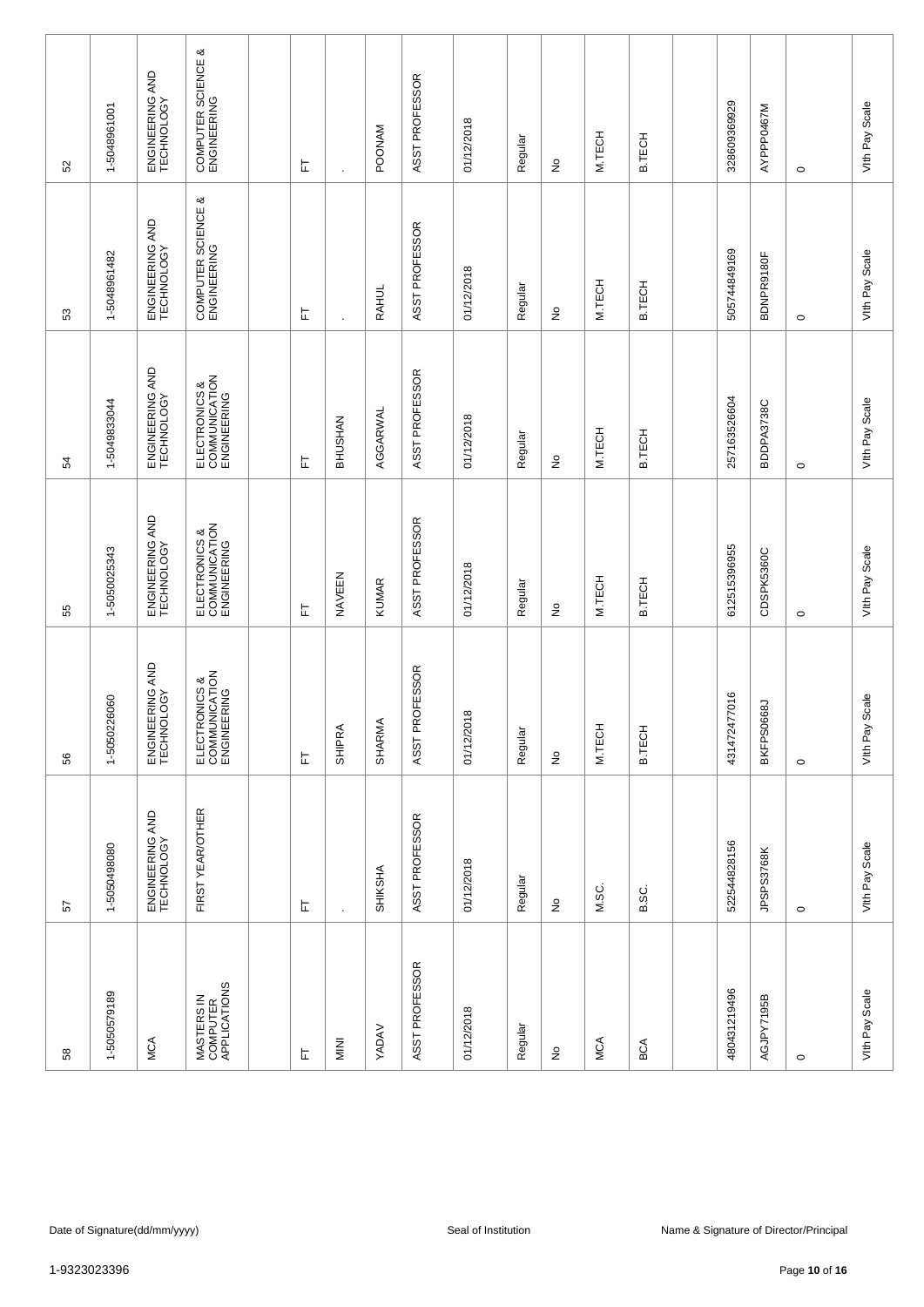| | | | | | | | | | | | | | | | | | | |
|---|---|---|---|---|---|---|---|---|---|---|---|---|---|---|---|---|---|---|
| 52 | 1-5048961001 | ENGINEERING AND TECHNOLOGY | COMPUTER SCIENCE & ENGINEERING | | FT | . | POONAM | ASST PROFESSOR | 01/12/2018 | Regular | No | M.TECH | B.TECH | | 328609369929 | AYPPP0467M | 0 | Vth Pay Scale |
| 53 | 1-5048961482 | ENGINEERING AND TECHNOLOGY | COMPUTER SCIENCE & ENGINEERING | | FT | . | RAHUL | ASST PROFESSOR | 01/12/2018 | Regular | No | M.TECH | B.TECH | | 505744849169 | BDNPR9180F | 0 | Vth Pay Scale |
| 54 | 1-5049833044 | ENGINEERING AND TECHNOLOGY | ELECTRONICS & COMMUNICATION ENGINEERING | | FT | BHUSHAN | AGGARWAL | ASST PROFESSOR | 01/12/2018 | Regular | No | M.TECH | B.TECH | | 257163526604 | BDDPA3738C | 0 | Vth Pay Scale |
| 55 | 1-5050025343 | ENGINEERING AND TECHNOLOGY | ELECTRONICS & COMMUNICATION ENGINEERING | | FT | NAVEEN | KUMAR | ASST PROFESSOR | 01/12/2018 | Regular | No | M.TECH | B.TECH | | 612515396955 | CDSPK5360C | 0 | Vth Pay Scale |
| 56 | 1-5050226060 | ENGINEERING AND TECHNOLOGY | ELECTRONICS & COMMUNICATION ENGINEERING | | FT | SHIPRA | SHARMA | ASST PROFESSOR | 01/12/2018 | Regular | No | M.TECH | B.TECH | | 431472477016 | BKFPS0668J | 0 | Vth Pay Scale |
| 57 | 1-5050498080 | ENGINEERING AND TECHNOLOGY | FIRST YEAR/OTHER | | FT | . | SHIKSHA | ASST PROFESSOR | 01/12/2018 | Regular | No | M.SC. | B.SC. | | 522544828156 | JPSPS3768K | 0 | Vth Pay Scale |
| 58 | 1-5050579189 | MCA | MASTERS IN COMPUTER APPLICATIONS | | FT | MINI | YADAV | ASST PROFESSOR | 01/12/2018 | Regular | No | MCA | BCA | | 480431219496 | AGJPY7195B | 0 | Vth Pay Scale |

Date of Signature(dd/mm/yyyy) Seal of Institution Name & Signature of Director/Principal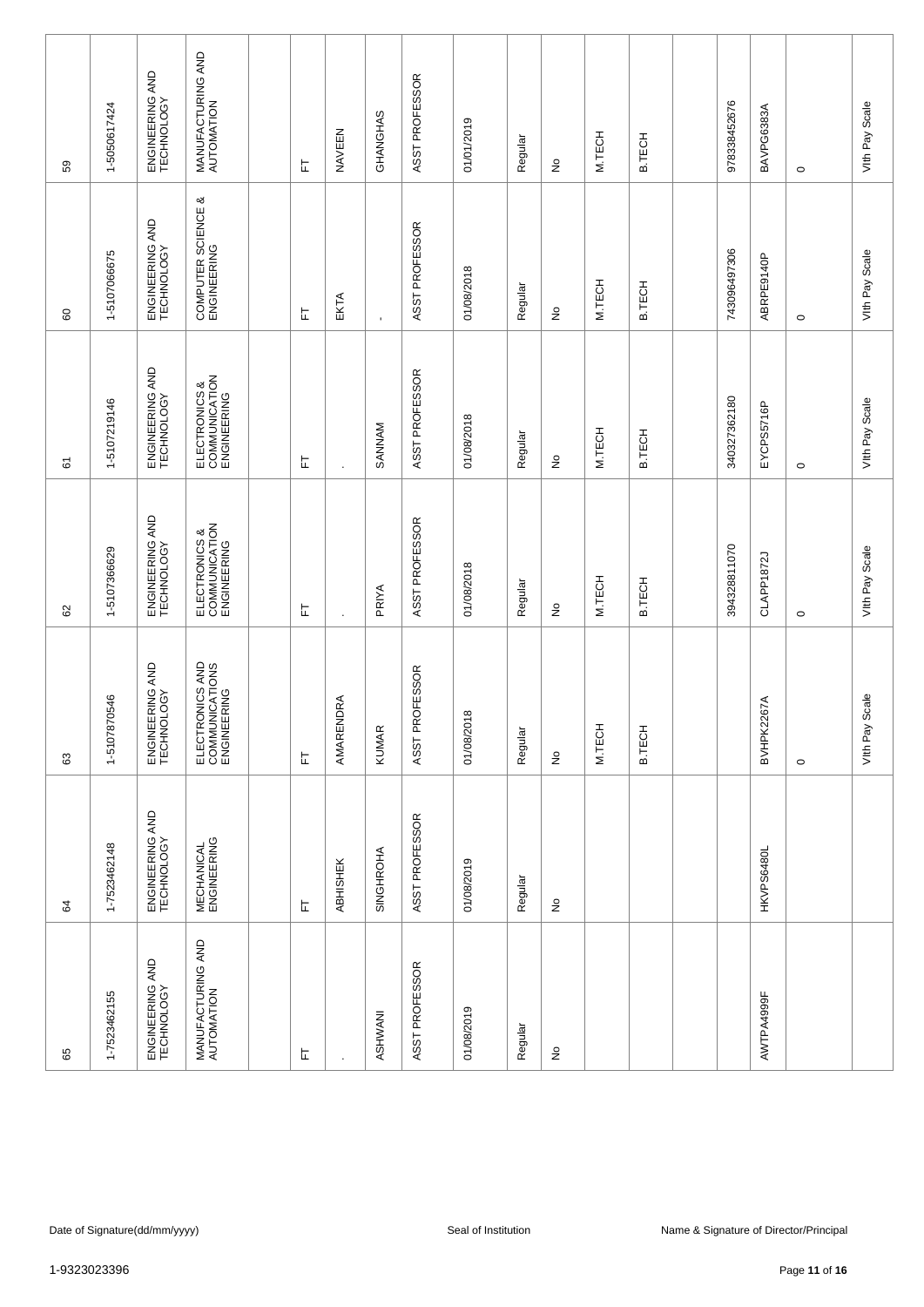| | | | | | | | | | | | | | | | | | | |
|---|---|---|---|---|---|---|---|---|---|---|---|---|---|---|---|---|---|---|
| 59 | 1-5050617424 | ENGINEERING AND TECHNOLOGY | MANUFACTURING AND AUTOMATION | | FT | NAVEEN | GHANGHAS | ASST PROFESSOR | 01/01/2019 | Regular | No | M.TECH | B.TECH | | 978338452676 | BAVPG6383A | 0 | VIth Pay Scale |
| 60 | 1-5107066675 | ENGINEERING AND TECHNOLOGY | COMPUTER SCIENCE & ENGINEERING | | FT | EKTA | - | ASST PROFESSOR | 01/08/2018 | Regular | No | M.TECH | B.TECH | | 743096497306 | ABRPE9140P | 0 | VIth Pay Scale |
| 61 | 1-5107219146 | ENGINEERING AND TECHNOLOGY | ELECTRONICS & COMMUNICATION ENGINEERING | | FT | . | SANNAM | ASST PROFESSOR | 01/08/2018 | Regular | No | M.TECH | B.TECH | | 340327362180 | EYCPS5716P | 0 | VIth Pay Scale |
| 62 | 1-5107366629 | ENGINEERING AND TECHNOLOGY | ELECTRONICS & COMMUNICATION ENGINEERING | | FT | . | PRIYA | ASST PROFESSOR | 01/08/2018 | Regular | No | M.TECH | B.TECH | | 394328811070 | CLAPP1872J | 0 | VIth Pay Scale |
| 63 | 1-5107870546 | ENGINEERING AND TECHNOLOGY | ELECTRONICS AND COMMUNICATIONS ENGINEERING | | FT | AMARENDRA | KUMAR | ASST PROFESSOR | 01/08/2018 | Regular | No | M.TECH | B.TECH | | | BVHPK2267A | 0 | VIth Pay Scale |
| 64 | 1-7523462148 | ENGINEERING AND TECHNOLOGY | MECHANICAL ENGINEERING | | FT | ABHISHEK | SINGHROHA | ASST PROFESSOR | 01/08/2019 | Regular | No | | | | | HKVPS6480L | | |
| 65 | 1-7523462155 | ENGINEERING AND TECHNOLOGY | MANUFACTURING AND AUTOMATION | | FT | . | ASHWANI | ASST PROFESSOR | 01/08/2019 | Regular | No | | | | | AWTPA4999F | | |

Date of Signature(dd/mm/yyyy) Seal of Institution Name & Signature of Director/Principal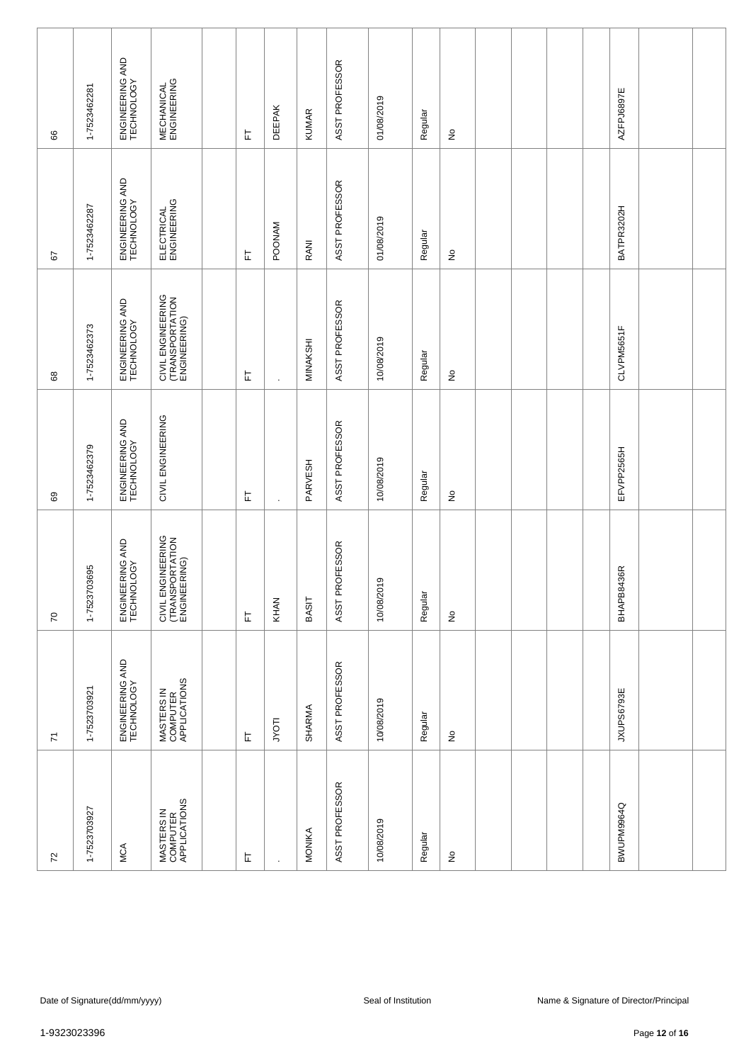| | | | | | | | | | | | | | | | | | | |
|---|---|---|---|---|---|---|---|---|---|---|---|---|---|---|---|---|---|---|
| 66 | 1-7523462281 | ENGINEERING AND TECHNOLOGY | MECHANICAL ENGINEERING | | FT | DEEPAK | KUMAR | ASST PROFESSOR | 01/08/2019 | Regular | No | | | | | AZFPJ6897E | | |
| 67 | 1-7523462287 | ENGINEERING AND TECHNOLOGY | ELECTRICAL ENGINEERING | | FT | POONAM | RANI | ASST PROFESSOR | 01/08/2019 | Regular | No | | | | | BATPR3202H | | |
| 68 | 1-7523462373 | ENGINEERING AND TECHNOLOGY | CIVIL ENGINEERING (TRANSPORTATION ENGINEERING) | | FT | . | MINAKSHI | ASST PROFESSOR | 10/08/2019 | Regular | No | | | | | CLVPM5651F | | |
| 69 | 1-7523462379 | ENGINEERING AND TECHNOLOGY | CIVIL ENGINEERING | | FT | . | PARVESH | ASST PROFESSOR | 10/08/2019 | Regular | No | | | | | EFVPP2565H | | |
| 70 | 1-7523703695 | ENGINEERING AND TECHNOLOGY | CIVIL ENGINEERING (TRANSPORTATION ENGINEERING) | | FT | KHAN | BASIT | ASST PROFESSOR | 10/08/2019 | Regular | No | | | | | BHAPB8436R | | |
| 71 | 1-7523703921 | ENGINEERING AND TECHNOLOGY | MASTERS IN COMPUTER APPLICATIONS | | FT | JYOTI | SHARMA | ASST PROFESSOR | 10/08/2019 | Regular | No | | | | | JXUPS6793E | | |
| 72 | 1-7523703927 | MCA | MASTERS IN COMPUTER APPLICATIONS | | FT | . | MONIKA | ASST PROFESSOR | 10/08/2019 | Regular | No | | | | | BWUPM9964Q | | |

Date of Signature(dd/mm/yyyy) Seal of Institution Name & Signature of Director/Principal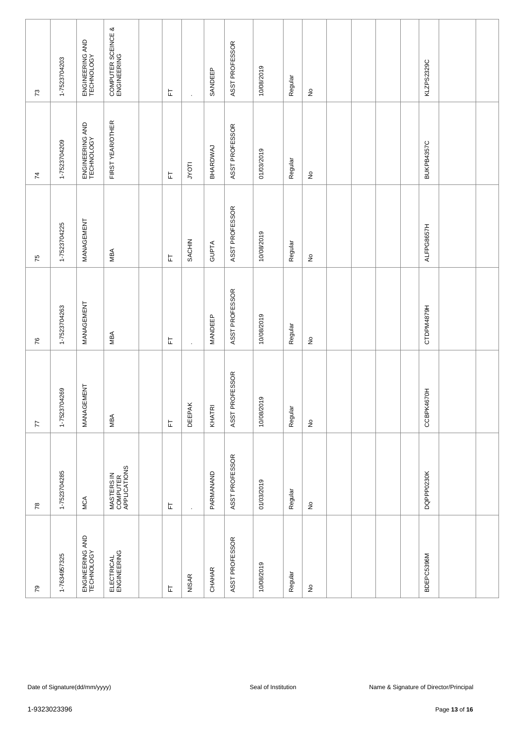| | | | | | | | | | | | | | | | | | | |
|---|---|---|---|---|---|---|---|---|---|---|---|---|---|---|---|---|---|---|
| 73 | 1-7523704203 | ENGINEERING AND TECHNOLOGY | COMPUTER SCEINCE & ENGINEERING | | FT | . | SANDEEP | ASST PROFESSOR | 10/08/2019 | Regular | No | | | | | KLZPS2329C | | |
| 74 | 1-7523704209 | ENGINEERING AND TECHNOLOGY | FIRST YEAR/OTHER | | FT | JYOTI | BHARDWAJ | ASST PROFESSOR | 01/03/2019 | Regular | No | | | | | BUKPB4357C | | |
| 75 | 1-7523704225 | MANAGEMENT | MBA | | FT | SACHIN | GUPTA | ASST PROFESSOR | 10/08/2019 | Regular | No | | | | | ALFPG8657H | | |
| 76 | 1-7523704263 | MANAGEMENT | MBA | | FT | . | MANDEEP | ASST PROFESSOR | 10/08/2019 | Regular | No | | | | | CTDPM4879H | | |
| 77 | 1-7523704269 | MANAGEMENT | MBA | | FT | DEEPAK | KHATRI | ASST PROFESSOR | 10/08/2019 | Regular | No | | | | | CCBPK4670H | | |
| 78 | 1-7523704285 | MCA | MASTERS IN COMPUTER APPLICATIONS | | FT | . | PARMANAND | ASST PROFESSOR | 01/03/2019 | Regular | No | | | | | DQPPP0230K | | |
| 79 | 1-7634957325 | ENGINEERING AND TECHNOLOGY | ELECTRICAL ENGINEERING | | FT | NISAR | CHAHAR | ASST PROFESSOR | 10/08/2019 | Regular | No | | | | | BDEPC5396M | | |

Date of Signature(dd/mm/yyyy)    Seal of Institution    Name & Signature of Director/Principal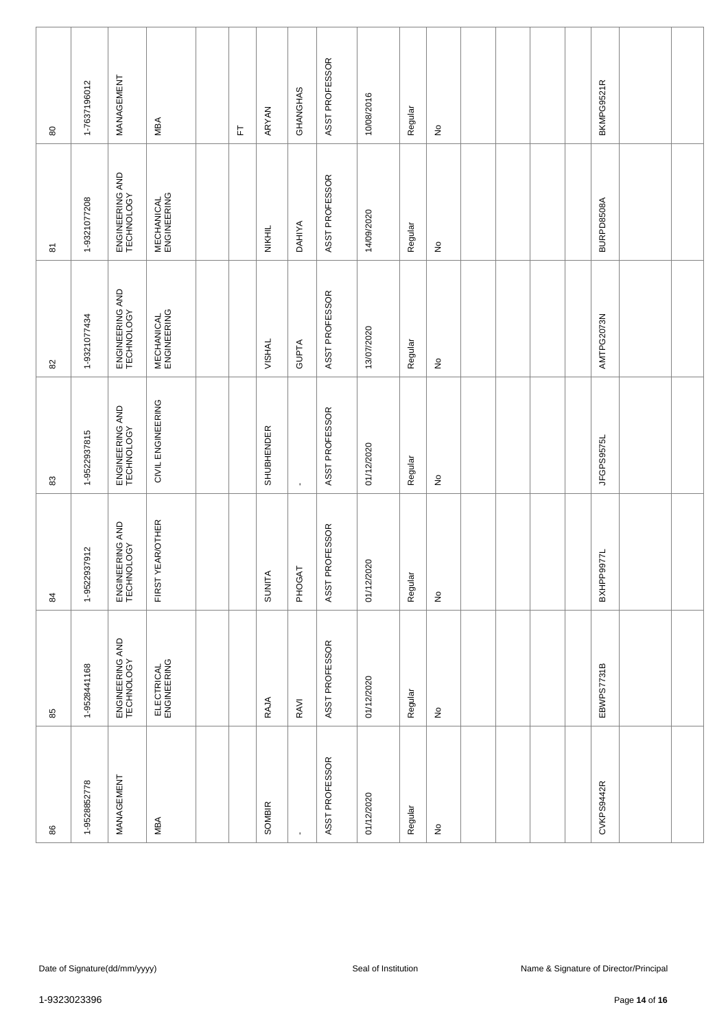| | | | | | | | | | | | | | | | | | | |
|---|---|---|---|---|---|---|---|---|---|---|---|---|---|---|---|---|---|---|
| 80 | 1-7637196012 | MANAGEMENT | MBA | | FT | ARYAN | GHANGHAS | ASST PROFESSOR | 10/08/2016 | Regular | No | | | | | BKMPG9521R | | |
| 81 | 1-9321077208 | ENGINEERING AND TECHNOLOGY | MECHANICAL ENGINEERING | | | NIKHIL | DAHIYA | ASST PROFESSOR | 14/09/2020 | Regular | No | | | | | BURPD8508A | | |
| 82 | 1-9321077434 | ENGINEERING AND TECHNOLOGY | MECHANICAL ENGINEERING | | | VISHAL | GUPTA | ASST PROFESSOR | 13/07/2020 | Regular | No | | | | | AMTPG2073N | | |
| 83 | 1-9522937815 | ENGINEERING AND TECHNOLOGY | CIVIL ENGINEERING | | | SHUBHENDER | - | ASST PROFESSOR | 01/12/2020 | Regular | No | | | | | JFGPS9575L | | |
| 84 | 1-9522937912 | ENGINEERING AND TECHNOLOGY | FIRST YEAR/OTHER | | | SUNITA | PHOGAT | ASST PROFESSOR | 01/12/2020 | Regular | No | | | | | BXHPP9977L | | |
| 85 | 1-9528441168 | ENGINEERING AND TECHNOLOGY | ELECTRICAL ENGINEERING | | | RAJA | RAVI | ASST PROFESSOR | 01/12/2020 | Regular | No | | | | | EBWPS7731B | | |
| 86 | 1-9528852778 | MANAGEMENT | MBA | | | SOMBIR | - | ASST PROFESSOR | 01/12/2020 | Regular | No | | | | | CVKPS9442R | | |

Date of Signature(dd/mm/yyyy) Seal of Institution Name & Signature of Director/Principal

1-9323023396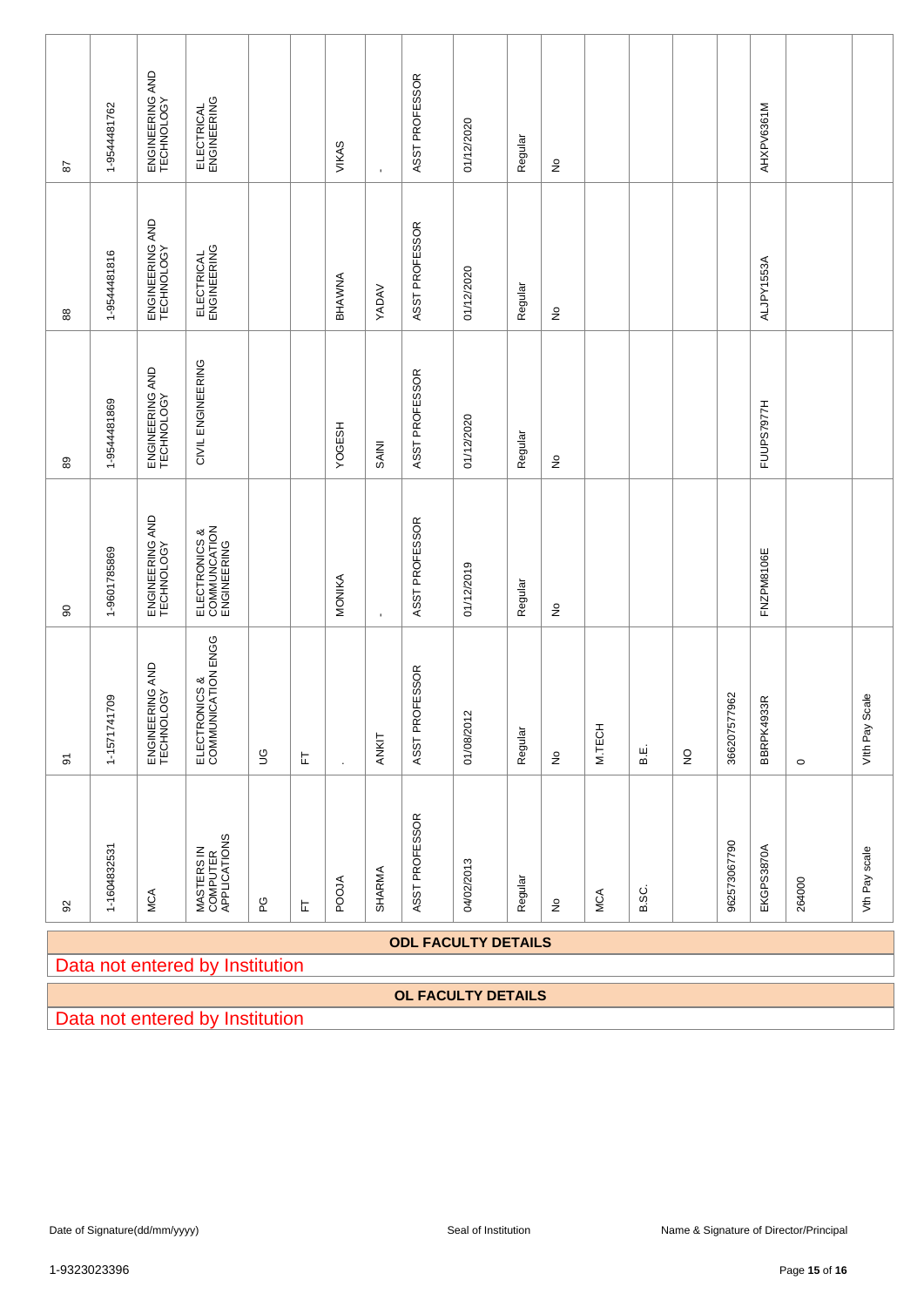| | | | | | | | | | | | | | | | | | | |
|---|---|---|---|---|---|---|---|---|---|---|---|---|---|---|---|---|---|---|
| 87 | 1-9544481762 | ENGINEERING AND TECHNOLOGY | ELECTRICAL ENGINEERING | | | VIKAS | - | ASST PROFESSOR | 01/12/2020 | Regular | No | | | | | AHXPV6361M | | |
| 88 | 1-9544481816 | ENGINEERING AND TECHNOLOGY | ELECTRICAL ENGINEERING | | | BHAWNA | YADAV | ASST PROFESSOR | 01/12/2020 | Regular | No | | | | | ALJPY1553A | | |
| 89 | 1-9544481869 | ENGINEERING AND TECHNOLOGY | CIVIL ENGINEERING | | | YOGESH | SAINI | ASST PROFESSOR | 01/12/2020 | Regular | No | | | | | FUUPS7977H | | |
| 90 | 1-9601785869 | ENGINEERING AND TECHNOLOGY | ELECTRONICS & COMMUNCATION ENGINEERING | | | MONIKA | - | ASST PROFESSOR | 01/12/2019 | Regular | No | | | | | FNZPM8106E | | |
| 91 | 1-1571741709 | ENGINEERING AND TECHNOLOGY | ELECTRONICS & COMMUNICATION ENGG | UG | FT | . | ANKIT | ASST PROFESSOR | 01/08/2012 | Regular | No | M.TECH | B.E. | NO | 366207577962 | BBRPK4933R | 0 | VIth Pay Scale |
| 92 | 1-1604832531 | MCA | MASTERS IN COMPUTER APPLICATIONS | PG | FT | POOJA | SHARMA | ASST PROFESSOR | 04/02/2013 | Regular | No | MCA | B.SC. | | 962573067790 | EKGPS3870A | 264000 | VIth Pay scale |

**ODL FACULTY DETAILS**

Data not entered by Institution

**OL FACULTY DETAILS**

Data not entered by Institution

Date of Signature(dd/mm/yyyy) | Seal of Institution | Name & Signature of Director/Principal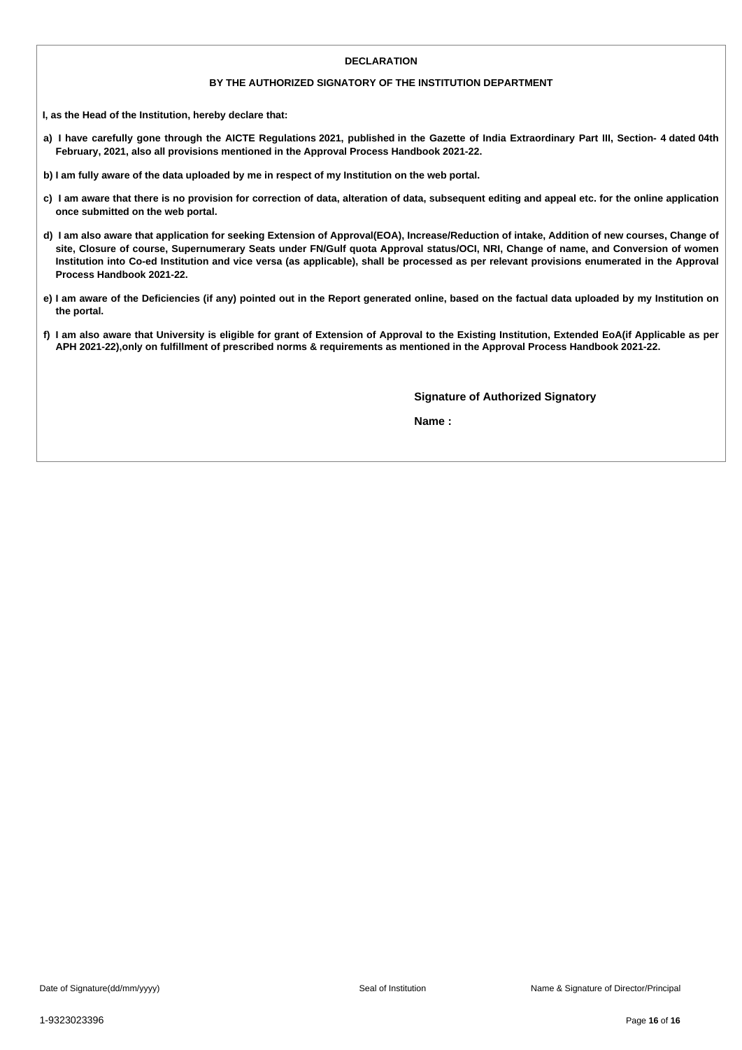## DECLARATION

### BY THE AUTHORIZED SIGNATORY OF THE INSTITUTION DEPARTMENT

**I, as the Head of the Institution, hereby declare that:**

**a) I have carefully gone through the AICTE Regulations 2021, published in the Gazette of India Extraordinary Part III, Section- 4 dated 04th February, 2021, also all provisions mentioned in the Approval Process Handbook 2021-22.**

**b) I am fully aware of the data uploaded by me in respect of my Institution on the web portal.**

**c) I am aware that there is no provision for correction of data, alteration of data, subsequent editing and appeal etc. for the online application once submitted on the web portal.**

**d) I am also aware that application for seeking Extension of Approval(EOA), Increase/Reduction of intake, Addition of new courses, Change of site, Closure of course, Supernumerary Seats under FN/Gulf quota Approval status/OCI, NRI, Change of name, and Conversion of women Institution into Co-ed Institution and vice versa (as applicable), shall be processed as per relevant provisions enumerated in the Approval Process Handbook 2021-22.**

**e) I am aware of the Deficiencies (if any) pointed out in the Report generated online, based on the factual data uploaded by my Institution on the portal.**

**f) I am also aware that University is eligible for grant of Extension of Approval to the Existing Institution, Extended EoA(if Applicable as per APH 2021-22),only on fulfillment of prescribed norms & requirements as mentioned in the Approval Process Handbook 2021-22.**

**Signature of Authorized Signatory**

**Name :**

Date of Signature(dd/mm/yyyy) Seal of Institution Name & Signature of Director/Principal

1-9323023396